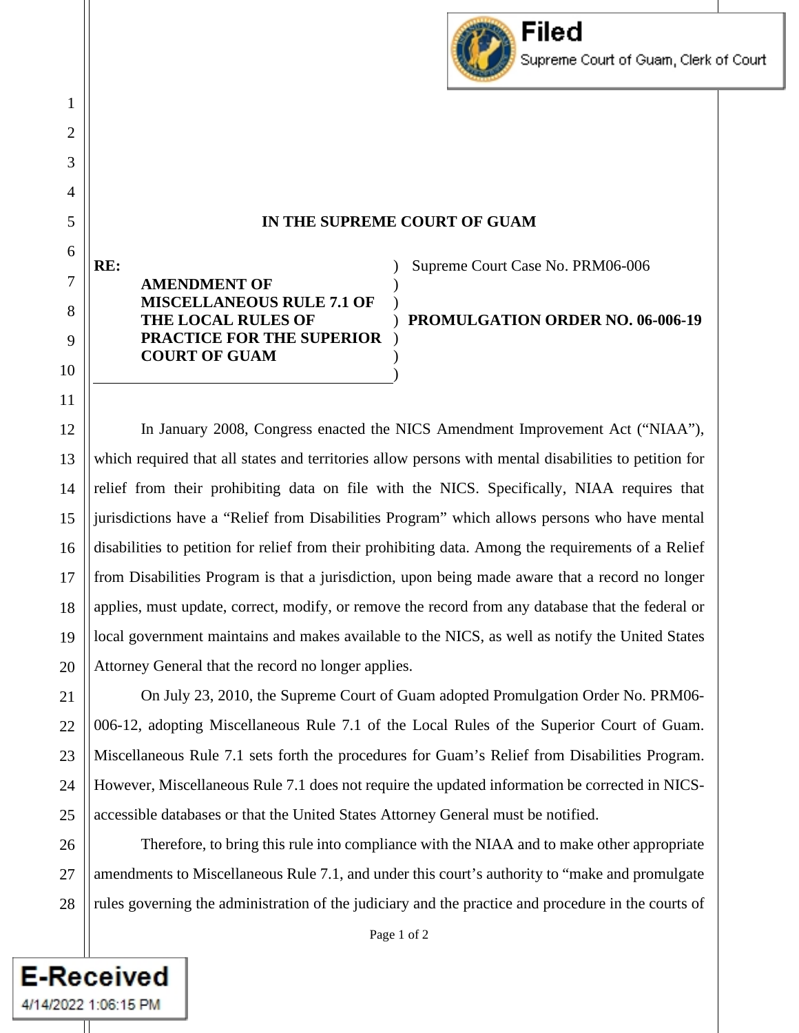**IN THE SUPREME COURT OF GUAM**

| RE: | |
|---|---|
| **AMENDMENT OF MISCELLANEOUS RULE 7.1 OF THE LOCAL RULES OF PRACTICE FOR THE SUPERIOR COURT OF GUAM** | Supreme Court Case No. PRM06-006 **PROMULGATION ORDER NO. 06-006-19** |

In January 2008, Congress enacted the NICS Amendment Improvement Act ("NIAA"), which required that all states and territories allow persons with mental disabilities to petition for relief from their prohibiting data on file with the NICS. Specifically, NIAA requires that jurisdictions have a "Relief from Disabilities Program" which allows persons who have mental disabilities to petition for relief from their prohibiting data. Among the requirements of a Relief from Disabilities Program is that a jurisdiction, upon being made aware that a record no longer applies, must update, correct, modify, or remove the record from any database that the federal or local government maintains and makes available to the NICS, as well as notify the United States Attorney General that the record no longer applies.

On July 23, 2010, the Supreme Court of Guam adopted Promulgation Order No. PRM06-006-12, adopting Miscellaneous Rule 7.1 of the Local Rules of the Superior Court of Guam. Miscellaneous Rule 7.1 sets forth the procedures for Guam's Relief from Disabilities Program. However, Miscellaneous Rule 7.1 does not require the updated information be corrected in NICS-accessible databases or that the United States Attorney General must be notified.

Therefore, to bring this rule into compliance with the NIAA and to make other appropriate amendments to Miscellaneous Rule 7.1, and under this court's authority to "make and promulgate rules governing the administration of the judiciary and the practice and procedure in the courts of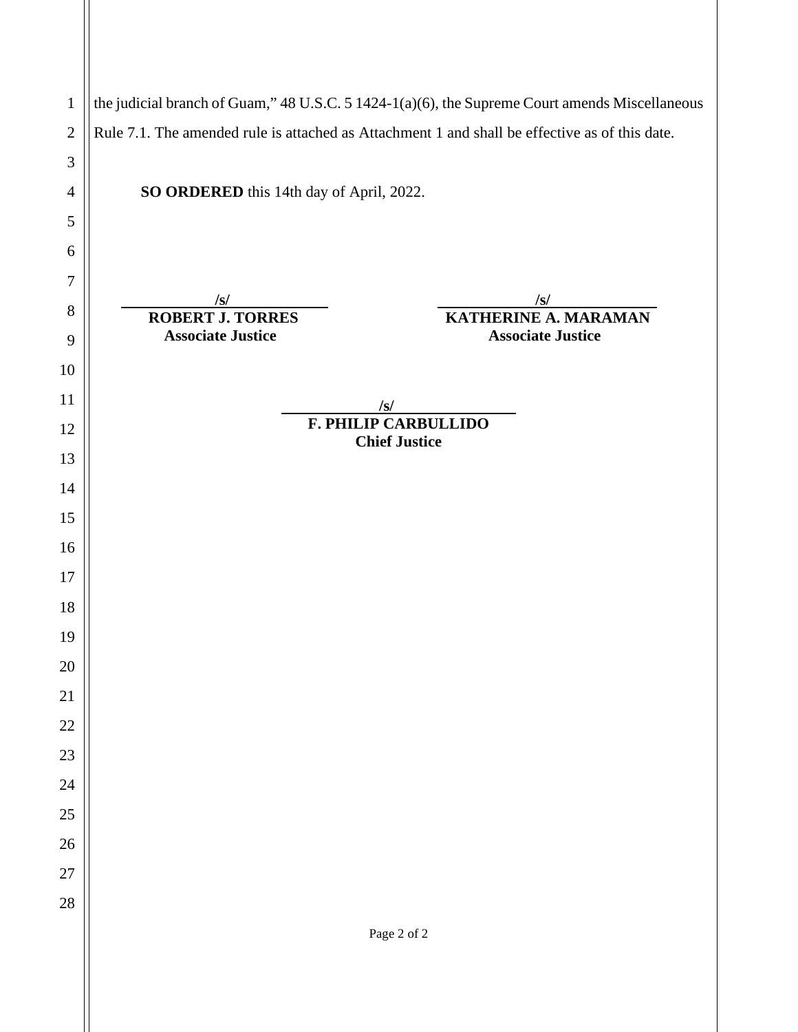the judicial branch of Guam," 48 U.S.C. 5 1424-1(a)(6), the Supreme Court amends Miscellaneous Rule 7.1. The amended rule is attached as Attachment 1 and shall be effective as of this date.

**SO ORDERED** this 14th day of April, 2022.

/s/
**ROBERT J. TORRES**
**Associate Justice**

/s/
**KATHERINE A. MARAMAN**
**Associate Justice**

/s/
**F. PHILIP CARBULLIDO**
**Chief Justice**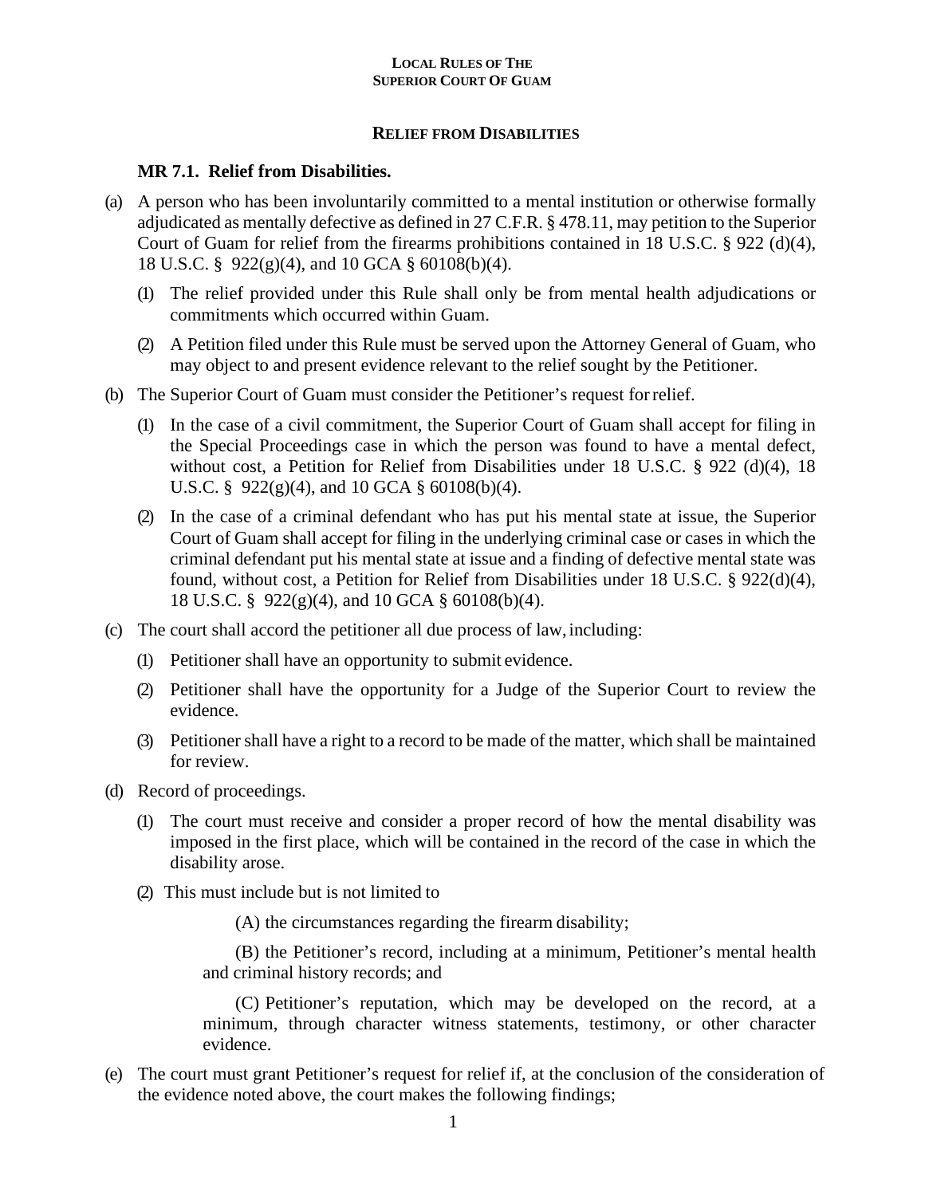**LOCAL RULES OF THE**
**SUPERIOR COURT OF GUAM**

## RELIEF FROM DISABILITIES

### MR 7.1. Relief from Disabilities.

(a) A person who has been involuntarily committed to a mental institution or otherwise formally adjudicated as mentally defective as defined in 27 C.F.R. § 478.11, may petition to the Superior Court of Guam for relief from the firearms prohibitions contained in 18 U.S.C. § 922 (d)(4), 18 U.S.C. § 922(g)(4), and 10 GCA § 60108(b)(4).

(1) The relief provided under this Rule shall only be from mental health adjudications or commitments which occurred within Guam.

(2) A Petition filed under this Rule must be served upon the Attorney General of Guam, who may object to and present evidence relevant to the relief sought by the Petitioner.

(b) The Superior Court of Guam must consider the Petitioner's request for relief.

(1) In the case of a civil commitment, the Superior Court of Guam shall accept for filing in the Special Proceedings case in which the person was found to have a mental defect, without cost, a Petition for Relief from Disabilities under 18 U.S.C. § 922 (d)(4), 18 U.S.C. § 922(g)(4), and 10 GCA § 60108(b)(4).

(2) In the case of a criminal defendant who has put his mental state at issue, the Superior Court of Guam shall accept for filing in the underlying criminal case or cases in which the criminal defendant put his mental state at issue and a finding of defective mental state was found, without cost, a Petition for Relief from Disabilities under 18 U.S.C. § 922(d)(4), 18 U.S.C. § 922(g)(4), and 10 GCA § 60108(b)(4).

(c) The court shall accord the petitioner all due process of law, including:

(1) Petitioner shall have an opportunity to submit evidence.

(2) Petitioner shall have the opportunity for a Judge of the Superior Court to review the evidence.

(3) Petitioner shall have a right to a record to be made of the matter, which shall be maintained for review.

(d) Record of proceedings.

(1) The court must receive and consider a proper record of how the mental disability was imposed in the first place, which will be contained in the record of the case in which the disability arose.

(2) This must include but is not limited to

(A) the circumstances regarding the firearm disability;

(B) the Petitioner's record, including at a minimum, Petitioner's mental health and criminal history records; and

(C) Petitioner's reputation, which may be developed on the record, at a minimum, through character witness statements, testimony, or other character evidence.

(e) The court must grant Petitioner's request for relief if, at the conclusion of the consideration of the evidence noted above, the court makes the following findings;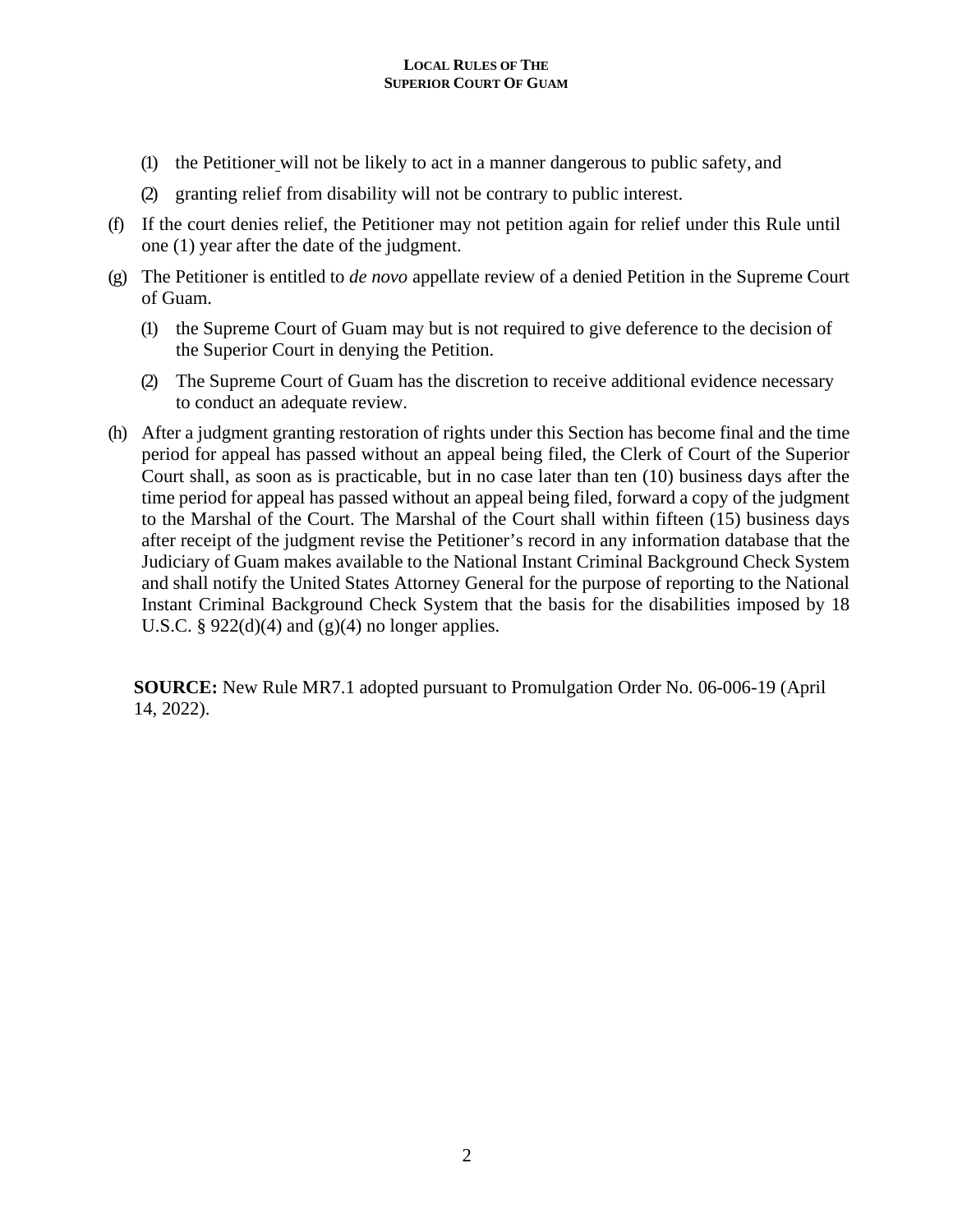(1) the Petitioner will not be likely to act in a manner dangerous to public safety, and

(2) granting relief from disability will not be contrary to public interest.

(f) If the court denies relief, the Petitioner may not petition again for relief under this Rule until one (1) year after the date of the judgment.

(g) The Petitioner is entitled to *de novo* appellate review of a denied Petition in the Supreme Court of Guam.

   (1) the Supreme Court of Guam may but is not required to give deference to the decision of the Superior Court in denying the Petition.

   (2) The Supreme Court of Guam has the discretion to receive additional evidence necessary to conduct an adequate review.

(h) After a judgment granting restoration of rights under this Section has become final and the time period for appeal has passed without an appeal being filed, the Clerk of Court of the Superior Court shall, as soon as is practicable, but in no case later than ten (10) business days after the time period for appeal has passed without an appeal being filed, forward a copy of the judgment to the Marshal of the Court. The Marshal of the Court shall within fifteen (15) business days after receipt of the judgment revise the Petitioner's record in any information database that the Judiciary of Guam makes available to the National Instant Criminal Background Check System and shall notify the United States Attorney General for the purpose of reporting to the National Instant Criminal Background Check System that the basis for the disabilities imposed by 18 U.S.C. § 922(d)(4) and (g)(4) no longer applies.

**SOURCE:** New Rule MR7.1 adopted pursuant to Promulgation Order No. 06-006-19 (April 14, 2022).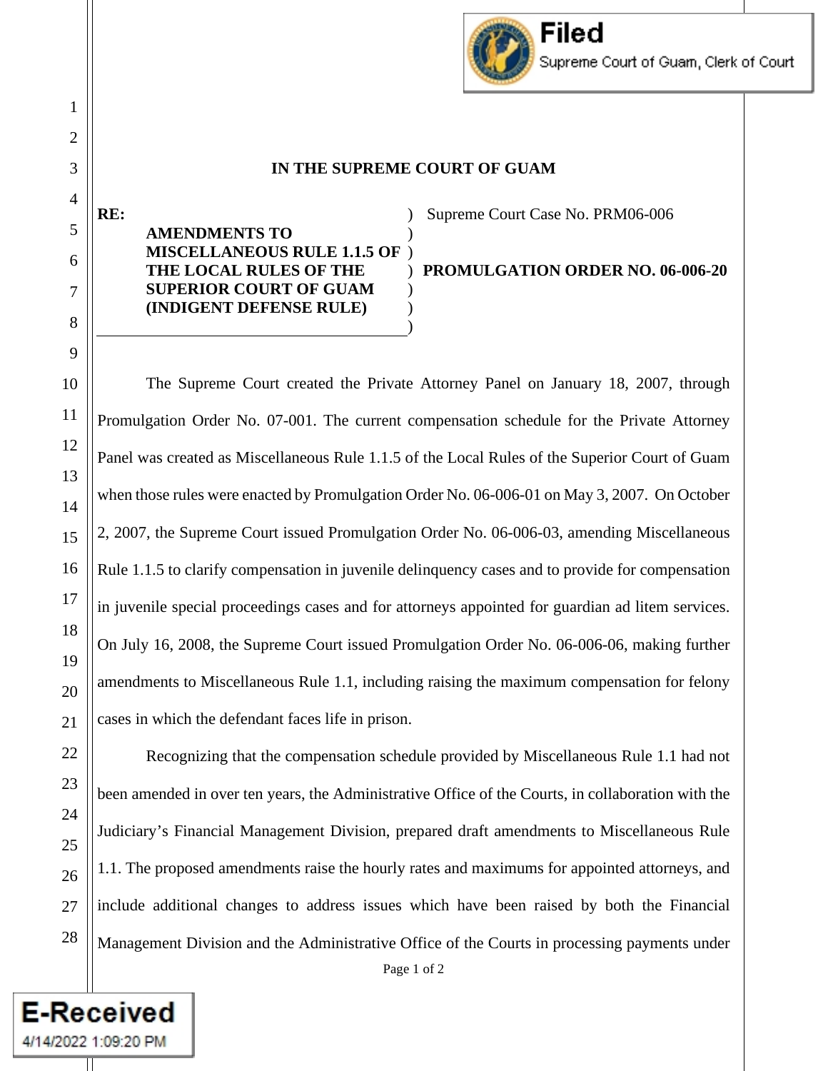**IN THE SUPREME COURT OF GUAM**

| | |
|---|---|
| **RE:** **AMENDMENTS TO MISCELLANEOUS RULE 1.1.5 OF THE LOCAL RULES OF THE SUPERIOR COURT OF GUAM (INDIGENT DEFENSE RULE)** | Supreme Court Case No. PRM06-006 **PROMULGATION ORDER NO. 06-006-20** |

The Supreme Court created the Private Attorney Panel on January 18, 2007, through Promulgation Order No. 07-001. The current compensation schedule for the Private Attorney Panel was created as Miscellaneous Rule 1.1.5 of the Local Rules of the Superior Court of Guam when those rules were enacted by Promulgation Order No. 06-006-01 on May 3, 2007. On October 2, 2007, the Supreme Court issued Promulgation Order No. 06-006-03, amending Miscellaneous Rule 1.1.5 to clarify compensation in juvenile delinquency cases and to provide for compensation in juvenile special proceedings cases and for attorneys appointed for guardian ad litem services. On July 16, 2008, the Supreme Court issued Promulgation Order No. 06-006-06, making further amendments to Miscellaneous Rule 1.1, including raising the maximum compensation for felony cases in which the defendant faces life in prison.

Recognizing that the compensation schedule provided by Miscellaneous Rule 1.1 had not been amended in over ten years, the Administrative Office of the Courts, in collaboration with the Judiciary's Financial Management Division, prepared draft amendments to Miscellaneous Rule 1.1. The proposed amendments raise the hourly rates and maximums for appointed attorneys, and include additional changes to address issues which have been raised by both the Financial Management Division and the Administrative Office of the Courts in processing payments under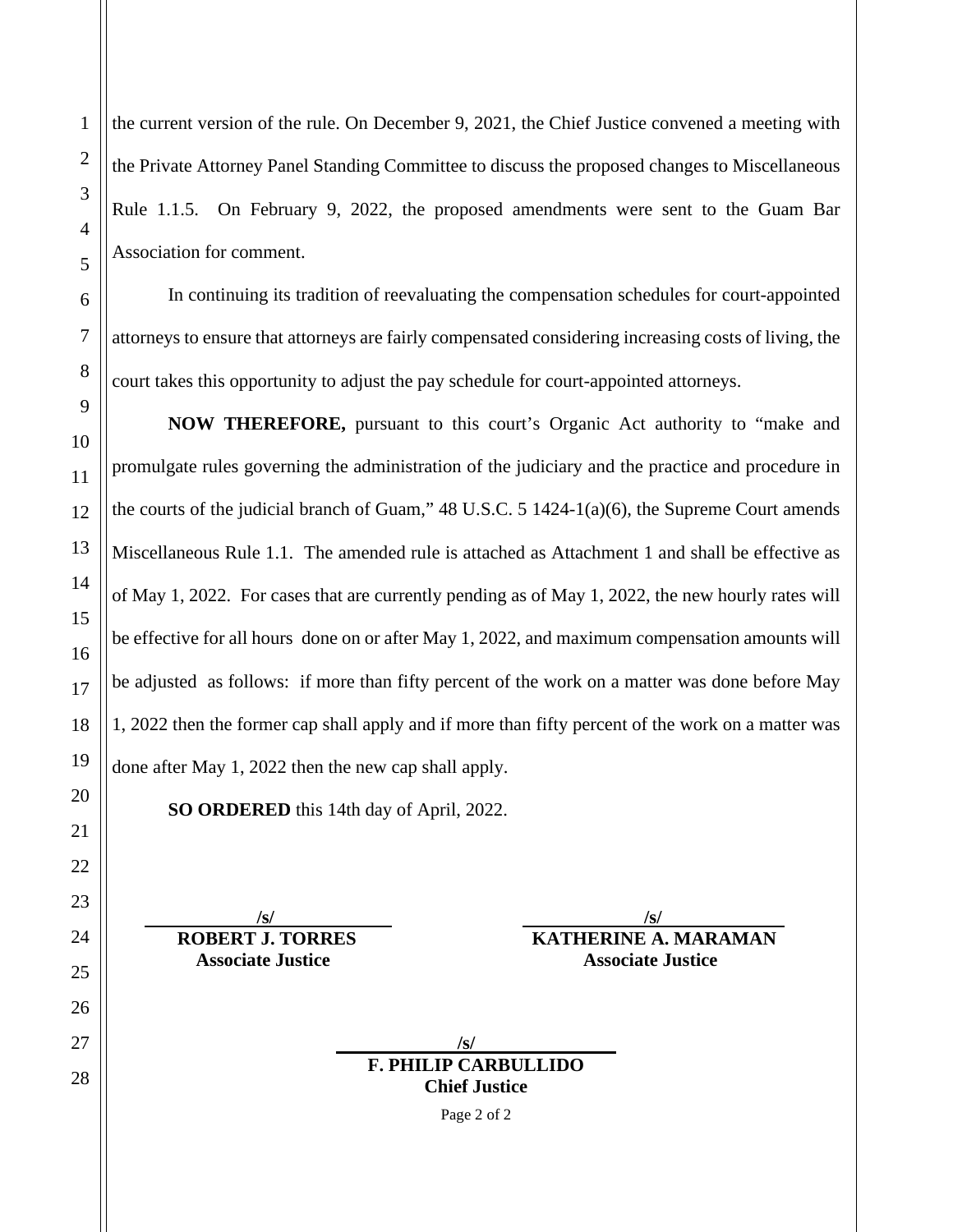the current version of the rule. On December 9, 2021, the Chief Justice convened a meeting with the Private Attorney Panel Standing Committee to discuss the proposed changes to Miscellaneous Rule 1.1.5. On February 9, 2022, the proposed amendments were sent to the Guam Bar Association for comment.

In continuing its tradition of reevaluating the compensation schedules for court-appointed attorneys to ensure that attorneys are fairly compensated considering increasing costs of living, the court takes this opportunity to adjust the pay schedule for court-appointed attorneys.

**NOW THEREFORE,** pursuant to this court's Organic Act authority to "make and promulgate rules governing the administration of the judiciary and the practice and procedure in the courts of the judicial branch of Guam," 48 U.S.C. 5 1424-1(a)(6), the Supreme Court amends Miscellaneous Rule 1.1. The amended rule is attached as Attachment 1 and shall be effective as of May 1, 2022. For cases that are currently pending as of May 1, 2022, the new hourly rates will be effective for all hours done on or after May 1, 2022, and maximum compensation amounts will be adjusted as follows: if more than fifty percent of the work on a matter was done before May 1, 2022 then the former cap shall apply and if more than fifty percent of the work on a matter was done after May 1, 2022 then the new cap shall apply.

**SO ORDERED** this 14th day of April, 2022.

**/s/**
**ROBERT J. TORRES**
**Associate Justice**

**/s/**
**KATHERINE A. MARAMAN**
**Associate Justice**

**/s/**
**F. PHILIP CARBULLIDO**
**Chief Justice**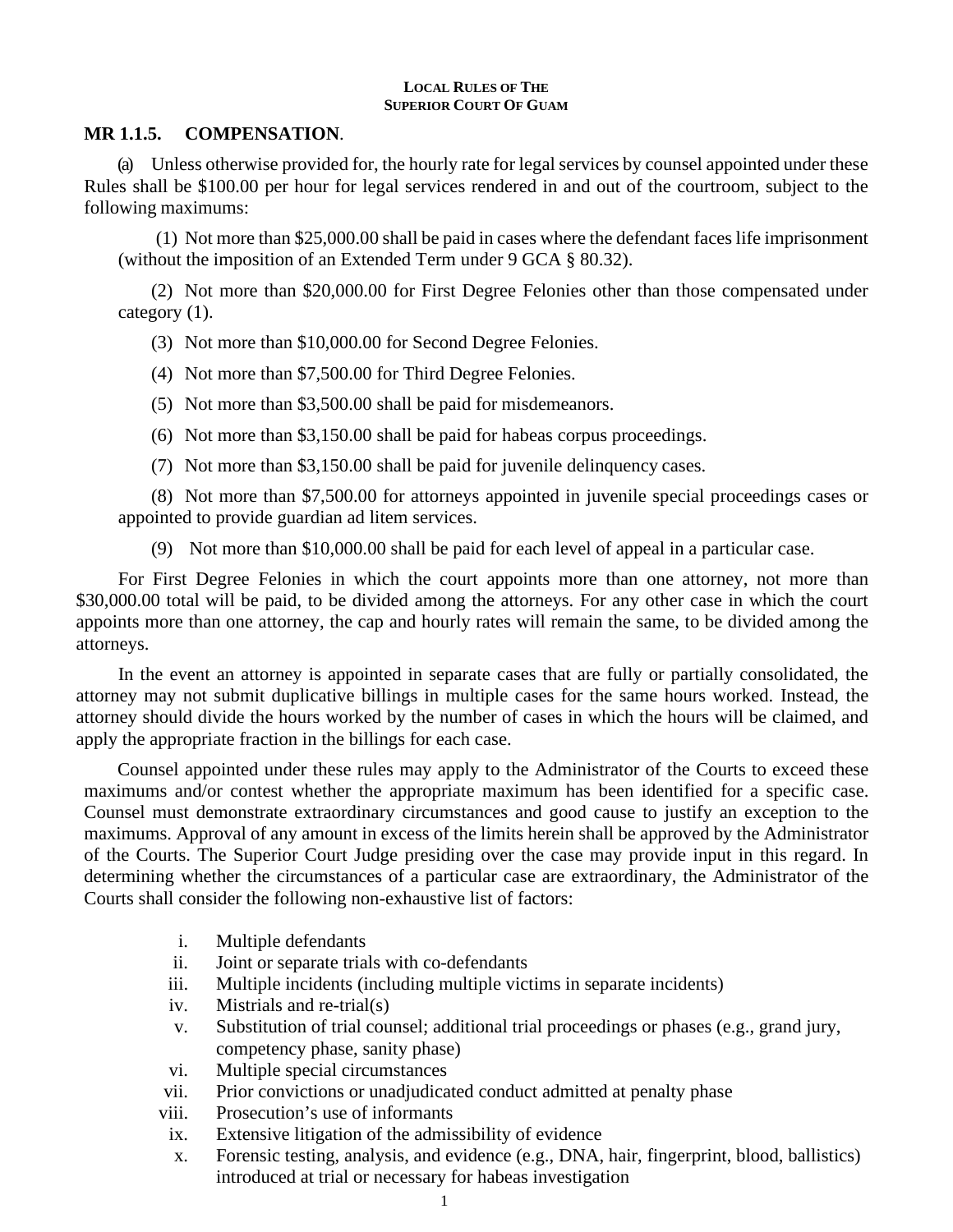## MR 1.1.5. COMPENSATION.

(a) Unless otherwise provided for, the hourly rate for legal services by counsel appointed under these Rules shall be $100.00 per hour for legal services rendered in and out of the courtroom, subject to the following maximums:

(1) Not more than $25,000.00 shall be paid in cases where the defendant faces life imprisonment (without the imposition of an Extended Term under 9 GCA § 80.32).

(2) Not more than $20,000.00 for First Degree Felonies other than those compensated under category (1).

(3) Not more than $10,000.00 for Second Degree Felonies.

(4) Not more than $7,500.00 for Third Degree Felonies.

(5) Not more than $3,500.00 shall be paid for misdemeanors.

(6) Not more than $3,150.00 shall be paid for habeas corpus proceedings.

(7) Not more than $3,150.00 shall be paid for juvenile delinquency cases.

(8) Not more than $7,500.00 for attorneys appointed in juvenile special proceedings cases or appointed to provide guardian ad litem services.

(9) Not more than $10,000.00 shall be paid for each level of appeal in a particular case.

For First Degree Felonies in which the court appoints more than one attorney, not more than $30,000.00 total will be paid, to be divided among the attorneys. For any other case in which the court appoints more than one attorney, the cap and hourly rates will remain the same, to be divided among the attorneys.

In the event an attorney is appointed in separate cases that are fully or partially consolidated, the attorney may not submit duplicative billings in multiple cases for the same hours worked. Instead, the attorney should divide the hours worked by the number of cases in which the hours will be claimed, and apply the appropriate fraction in the billings for each case.

Counsel appointed under these rules may apply to the Administrator of the Courts to exceed these maximums and/or contest whether the appropriate maximum has been identified for a specific case. Counsel must demonstrate extraordinary circumstances and good cause to justify an exception to the maximums. Approval of any amount in excess of the limits herein shall be approved by the Administrator of the Courts. The Superior Court Judge presiding over the case may provide input in this regard. In determining whether the circumstances of a particular case are extraordinary, the Administrator of the Courts shall consider the following non-exhaustive list of factors:

i. Multiple defendants
ii. Joint or separate trials with co-defendants
iii. Multiple incidents (including multiple victims in separate incidents)
iv. Mistrials and re-trial(s)
v. Substitution of trial counsel; additional trial proceedings or phases (e.g., grand jury, competency phase, sanity phase)
vi. Multiple special circumstances
vii. Prior convictions or unadjudicated conduct admitted at penalty phase
viii. Prosecution's use of informants
ix. Extensive litigation of the admissibility of evidence
x. Forensic testing, analysis, and evidence (e.g., DNA, hair, fingerprint, blood, ballistics) introduced at trial or necessary for habeas investigation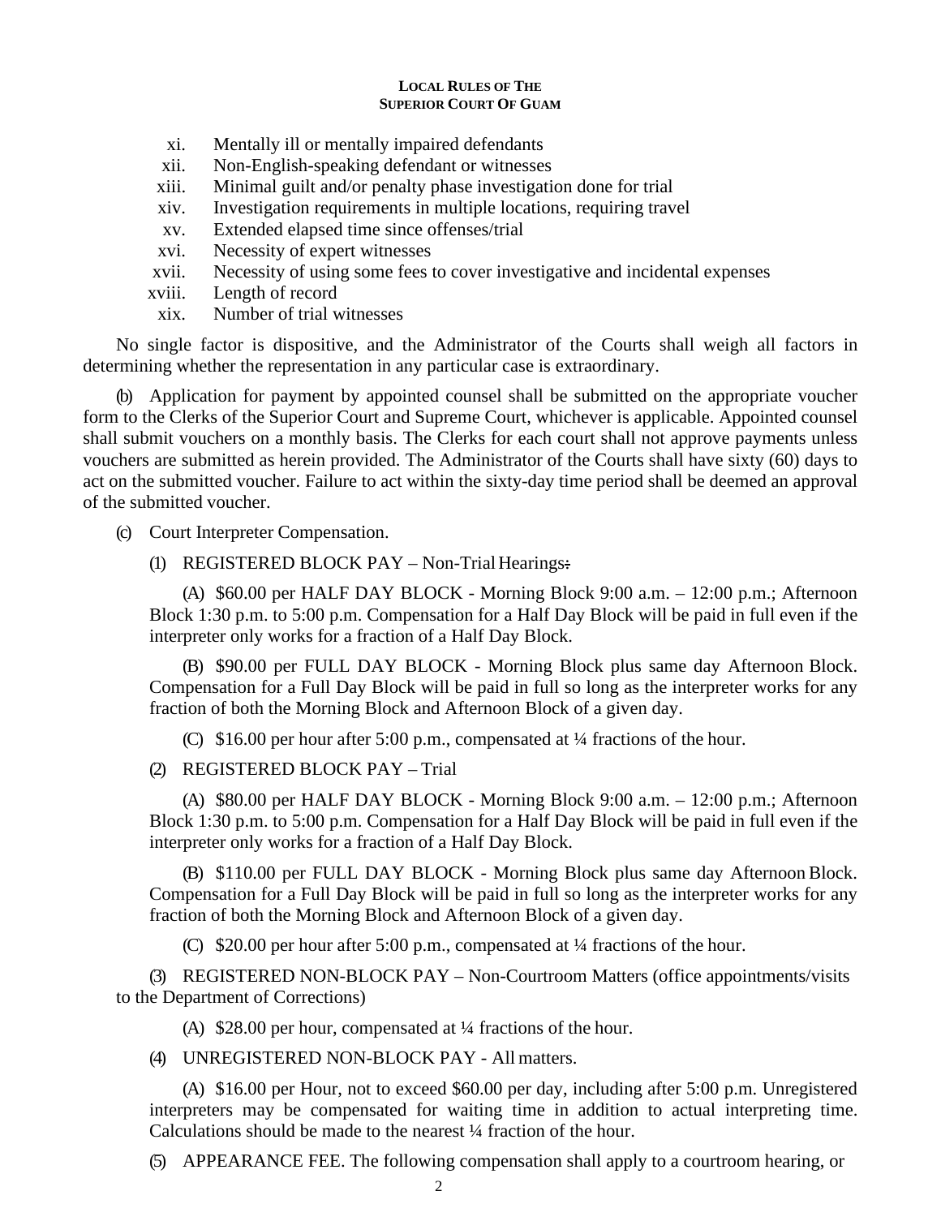xi. Mentally ill or mentally impaired defendants
xii. Non-English-speaking defendant or witnesses
xiii. Minimal guilt and/or penalty phase investigation done for trial
xiv. Investigation requirements in multiple locations, requiring travel
xv. Extended elapsed time since offenses/trial
xvi. Necessity of expert witnesses
xvii. Necessity of using some fees to cover investigative and incidental expenses
xviii. Length of record
xix. Number of trial witnesses

No single factor is dispositive, and the Administrator of the Courts shall weigh all factors in determining whether the representation in any particular case is extraordinary.

(b) Application for payment by appointed counsel shall be submitted on the appropriate voucher form to the Clerks of the Superior Court and Supreme Court, whichever is applicable. Appointed counsel shall submit vouchers on a monthly basis. The Clerks for each court shall not approve payments unless vouchers are submitted as herein provided. The Administrator of the Courts shall have sixty (60) days to act on the submitted voucher. Failure to act within the sixty-day time period shall be deemed an approval of the submitted voucher.

(c) Court Interpreter Compensation.

(1) REGISTERED BLOCK PAY – Non-Trial Hearings:

(A) $60.00 per HALF DAY BLOCK - Morning Block 9:00 a.m. – 12:00 p.m.; Afternoon Block 1:30 p.m. to 5:00 p.m. Compensation for a Half Day Block will be paid in full even if the interpreter only works for a fraction of a Half Day Block.

(B) $90.00 per FULL DAY BLOCK - Morning Block plus same day Afternoon Block. Compensation for a Full Day Block will be paid in full so long as the interpreter works for any fraction of both the Morning Block and Afternoon Block of a given day.

(C) $16.00 per hour after 5:00 p.m., compensated at ¼ fractions of the hour.

(2) REGISTERED BLOCK PAY – Trial

(A) $80.00 per HALF DAY BLOCK - Morning Block 9:00 a.m. – 12:00 p.m.; Afternoon Block 1:30 p.m. to 5:00 p.m. Compensation for a Half Day Block will be paid in full even if the interpreter only works for a fraction of a Half Day Block.

(B) $110.00 per FULL DAY BLOCK - Morning Block plus same day Afternoon Block. Compensation for a Full Day Block will be paid in full so long as the interpreter works for any fraction of both the Morning Block and Afternoon Block of a given day.

(C) $20.00 per hour after 5:00 p.m., compensated at ¼ fractions of the hour.

(3) REGISTERED NON-BLOCK PAY – Non-Courtroom Matters (office appointments/visits to the Department of Corrections)

(A) $28.00 per hour, compensated at ¼ fractions of the hour.

(4) UNREGISTERED NON-BLOCK PAY - All matters.

(A) $16.00 per Hour, not to exceed $60.00 per day, including after 5:00 p.m. Unregistered interpreters may be compensated for waiting time in addition to actual interpreting time. Calculations should be made to the nearest ¼ fraction of the hour.

(5) APPEARANCE FEE. The following compensation shall apply to a courtroom hearing, or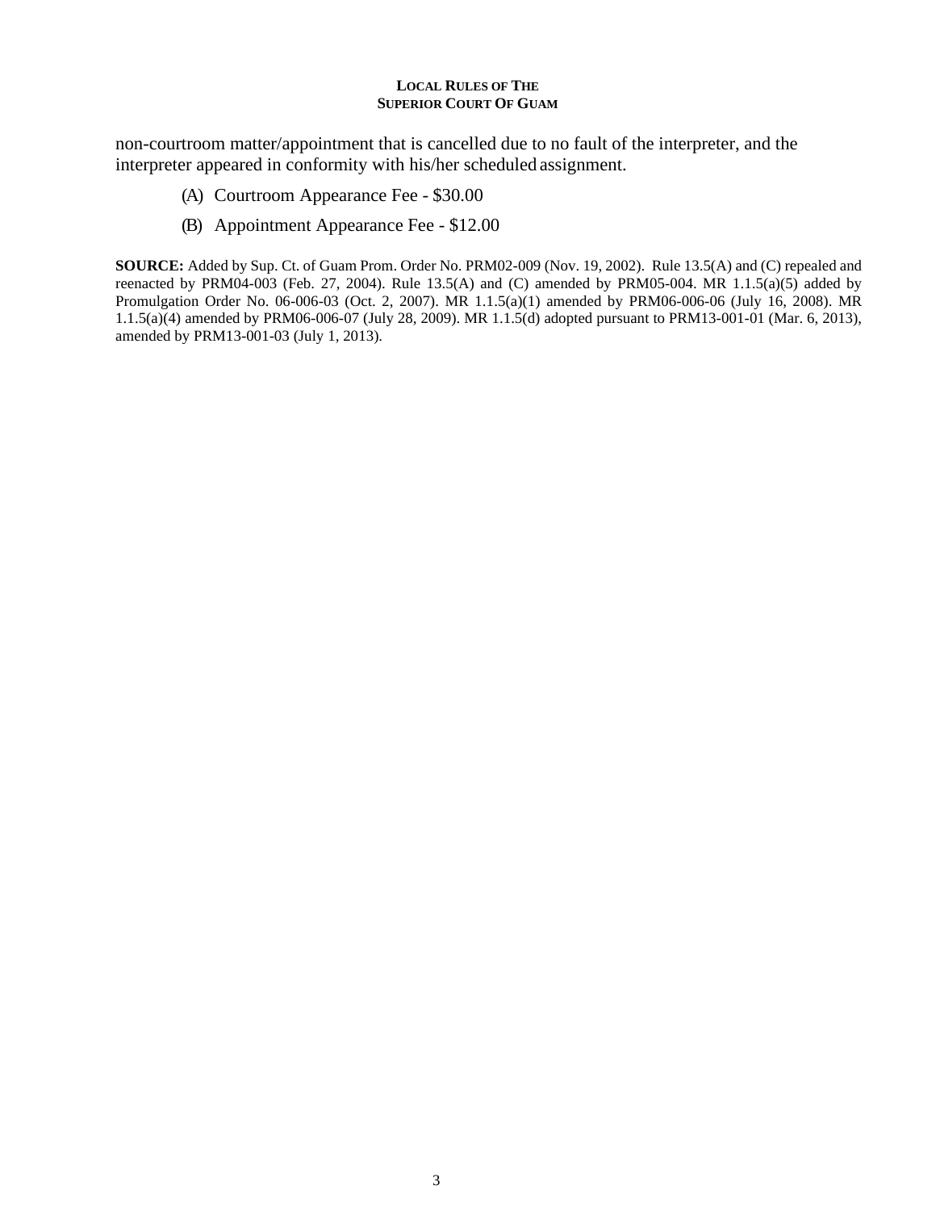non-courtroom matter/appointment that is cancelled due to no fault of the interpreter, and the interpreter appeared in conformity with his/her scheduled assignment.

(A) Courtroom Appearance Fee - $30.00

(B) Appointment Appearance Fee - $12.00

**SOURCE:** Added by Sup. Ct. of Guam Prom. Order No. PRM02-009 (Nov. 19, 2002). Rule 13.5(A) and (C) repealed and reenacted by PRM04-003 (Feb. 27, 2004). Rule 13.5(A) and (C) amended by PRM05-004. MR 1.1.5(a)(5) added by Promulgation Order No. 06-006-03 (Oct. 2, 2007). MR 1.1.5(a)(1) amended by PRM06-006-06 (July 16, 2008). MR 1.1.5(a)(4) amended by PRM06-006-07 (July 28, 2009). MR 1.1.5(d) adopted pursuant to PRM13-001-01 (Mar. 6, 2013), amended by PRM13-001-03 (July 1, 2013).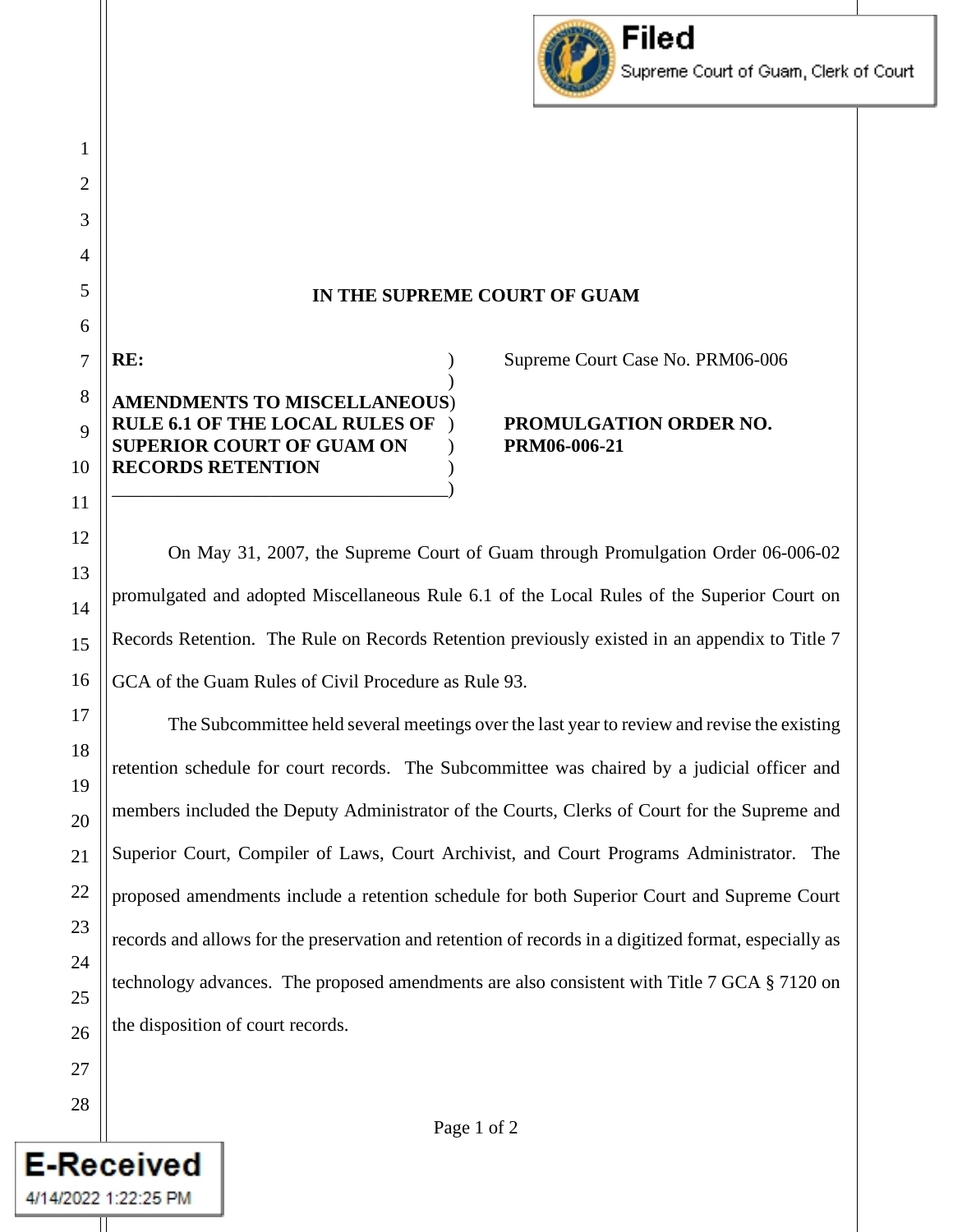**IN THE SUPREME COURT OF GUAM**

**RE:**

**AMENDMENTS TO MISCELLANEOUS RULE 6.1 OF THE LOCAL RULES OF SUPERIOR COURT OF GUAM ON RECORDS RETENTION**

Supreme Court Case No. PRM06-006

**PROMULGATION ORDER NO. PRM06-006-21**

On May 31, 2007, the Supreme Court of Guam through Promulgation Order 06-006-02 promulgated and adopted Miscellaneous Rule 6.1 of the Local Rules of the Superior Court on Records Retention. The Rule on Records Retention previously existed in an appendix to Title 7 GCA of the Guam Rules of Civil Procedure as Rule 93.

The Subcommittee held several meetings over the last year to review and revise the existing retention schedule for court records. The Subcommittee was chaired by a judicial officer and members included the Deputy Administrator of the Courts, Clerks of Court for the Supreme and Superior Court, Compiler of Laws, Court Archivist, and Court Programs Administrator. The proposed amendments include a retention schedule for both Superior Court and Supreme Court records and allows for the preservation and retention of records in a digitized format, especially as technology advances. The proposed amendments are also consistent with Title 7 GCA § 7120 on the disposition of court records.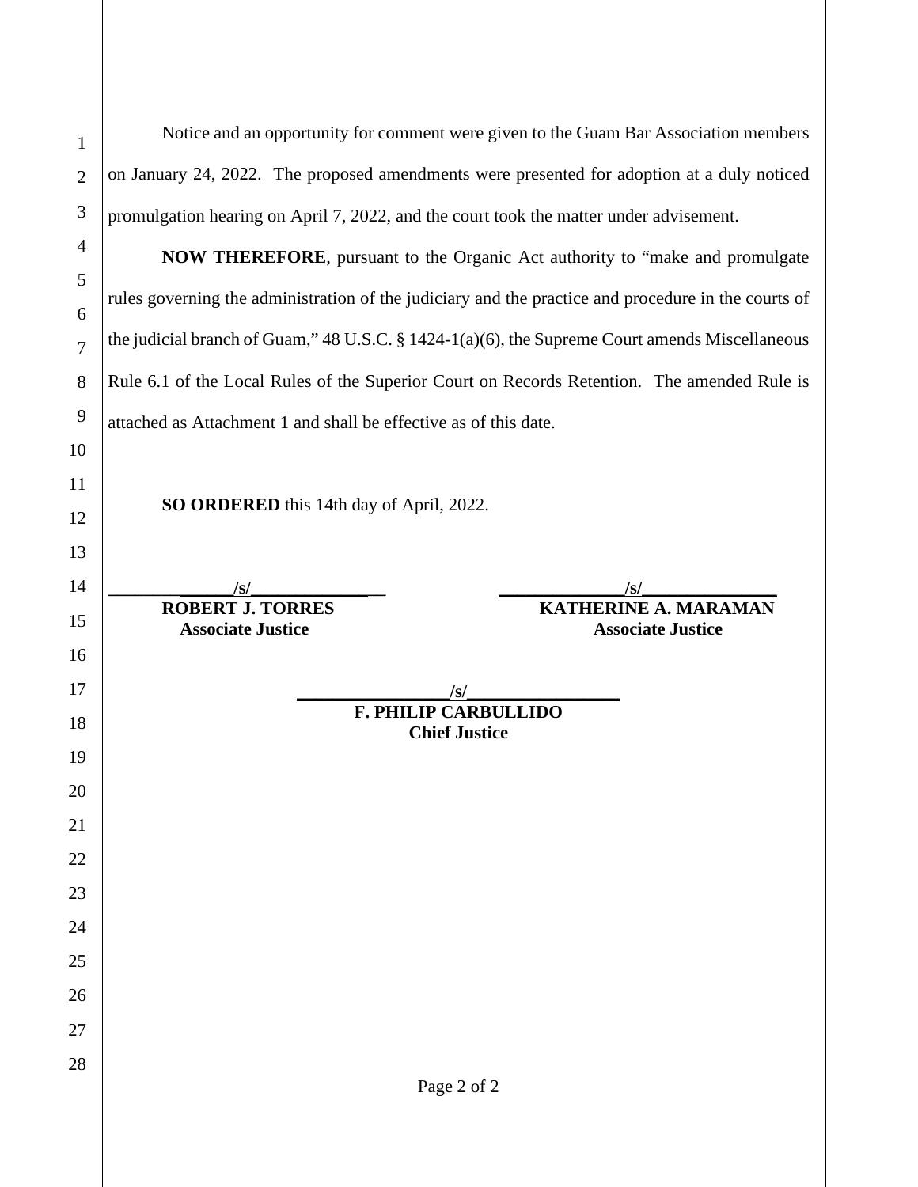Notice and an opportunity for comment were given to the Guam Bar Association members on January 24, 2022. The proposed amendments were presented for adoption at a duly noticed promulgation hearing on April 7, 2022, and the court took the matter under advisement.

**NOW THEREFORE**, pursuant to the Organic Act authority to "make and promulgate rules governing the administration of the judiciary and the practice and procedure in the courts of the judicial branch of Guam," 48 U.S.C. § 1424-1(a)(6), the Supreme Court amends Miscellaneous Rule 6.1 of the Local Rules of the Superior Court on Records Retention. The amended Rule is attached as Attachment 1 and shall be effective as of this date.

**SO ORDERED** this 14th day of April, 2022.

**/s/**
**ROBERT J. TORRES**
**Associate Justice**

**/s/**
**KATHERINE A. MARAMAN**
**Associate Justice**

**/s/**
**F. PHILIP CARBULLIDO**
**Chief Justice**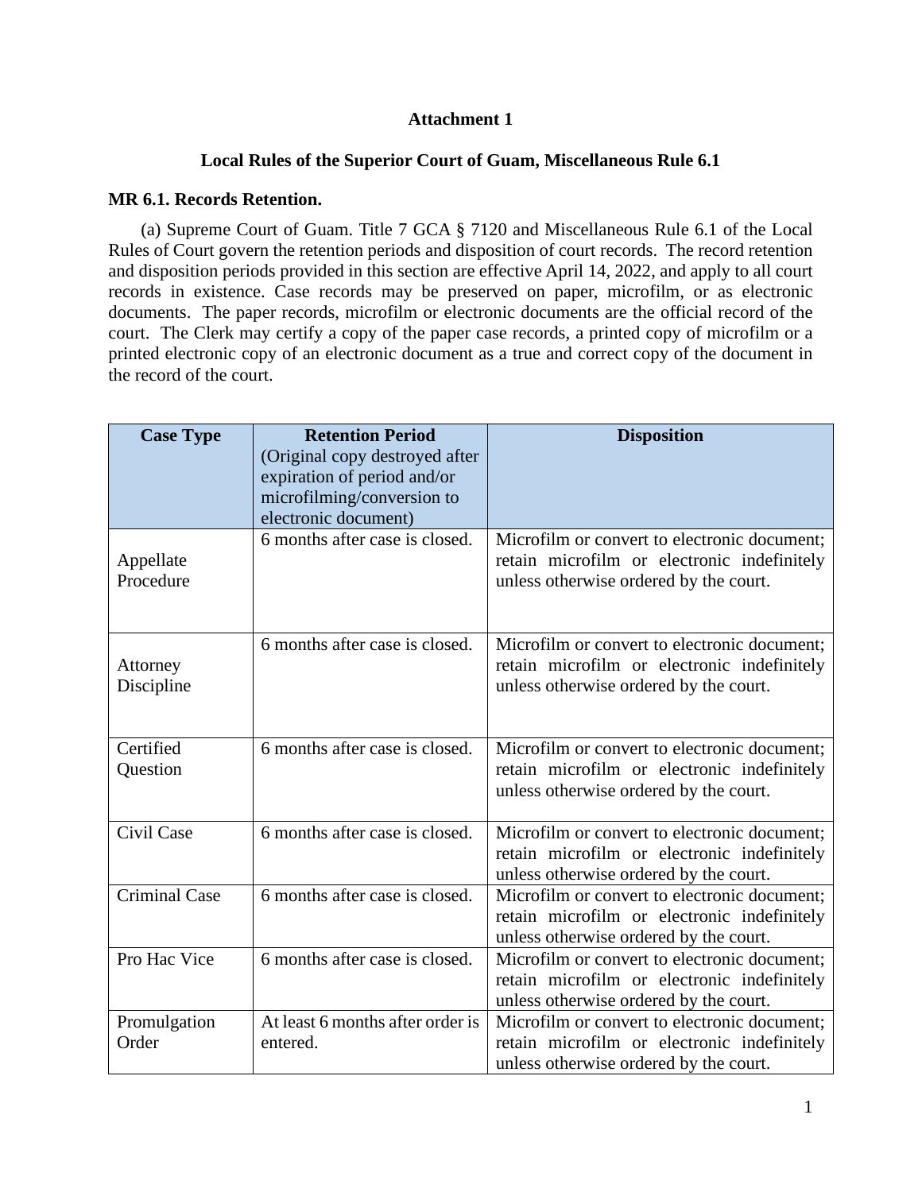**Attachment 1**

**Local Rules of the Superior Court of Guam, Miscellaneous Rule 6.1**

**MR 6.1. Records Retention.**

(a) Supreme Court of Guam. Title 7 GCA § 7120 and Miscellaneous Rule 6.1 of the Local Rules of Court govern the retention periods and disposition of court records. The record retention and disposition periods provided in this section are effective April 14, 2022, and apply to all court records in existence. Case records may be preserved on paper, microfilm, or as electronic documents. The paper records, microfilm or electronic documents are the official record of the court. The Clerk may certify a copy of the paper case records, a printed copy of microfilm or a printed electronic copy of an electronic document as a true and correct copy of the document in the record of the court.

| Case Type | Retention Period (Original copy destroyed after expiration of period and/or microfilming/conversion to electronic document) | Disposition |
|---|---|---|
| Appellate Procedure | 6 months after case is closed. | Microfilm or convert to electronic document; retain microfilm or electronic indefinitely unless otherwise ordered by the court. |
| Attorney Discipline | 6 months after case is closed. | Microfilm or convert to electronic document; retain microfilm or electronic indefinitely unless otherwise ordered by the court. |
| Certified Question | 6 months after case is closed. | Microfilm or convert to electronic document; retain microfilm or electronic indefinitely unless otherwise ordered by the court. |
| Civil Case | 6 months after case is closed. | Microfilm or convert to electronic document; retain microfilm or electronic indefinitely unless otherwise ordered by the court. |
| Criminal Case | 6 months after case is closed. | Microfilm or convert to electronic document; retain microfilm or electronic indefinitely unless otherwise ordered by the court. |
| Pro Hac Vice | 6 months after case is closed. | Microfilm or convert to electronic document; retain microfilm or electronic indefinitely unless otherwise ordered by the court. |
| Promulgation Order | At least 6 months after order is entered. | Microfilm or convert to electronic document; retain microfilm or electronic indefinitely unless otherwise ordered by the court. |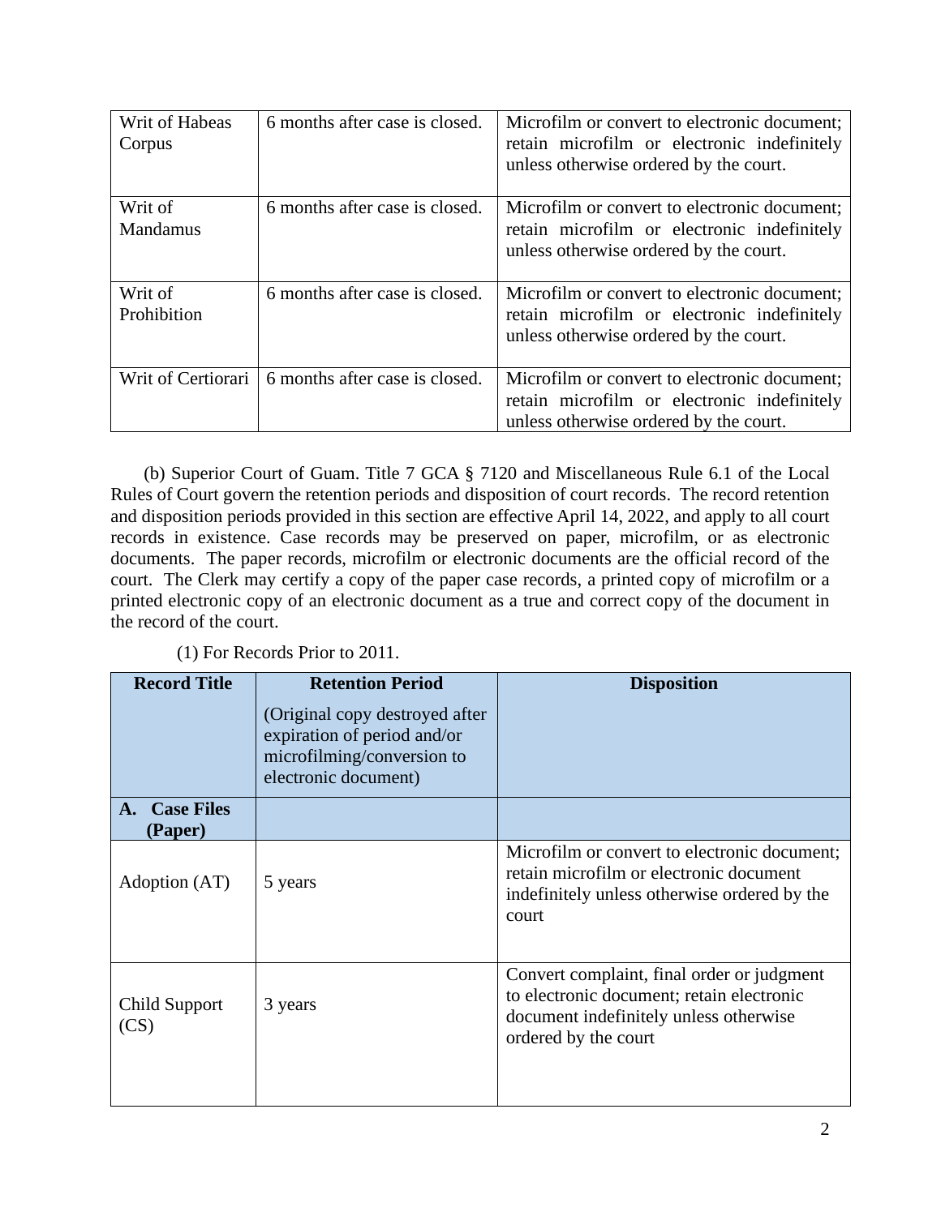| Writ of Habeas Corpus | 6 months after case is closed. | Microfilm or convert to electronic document; retain microfilm or electronic indefinitely unless otherwise ordered by the court. |
|---|---|---|
| Writ of Mandamus | 6 months after case is closed. | Microfilm or convert to electronic document; retain microfilm or electronic indefinitely unless otherwise ordered by the court. |
| Writ of Prohibition | 6 months after case is closed. | Microfilm or convert to electronic document; retain microfilm or electronic indefinitely unless otherwise ordered by the court. |
| Writ of Certiorari | 6 months after case is closed. | Microfilm or convert to electronic document; retain microfilm or electronic indefinitely unless otherwise ordered by the court. |

(b) Superior Court of Guam. Title 7 GCA § 7120 and Miscellaneous Rule 6.1 of the Local Rules of Court govern the retention periods and disposition of court records. The record retention and disposition periods provided in this section are effective April 14, 2022, and apply to all court records in existence. Case records may be preserved on paper, microfilm, or as electronic documents. The paper records, microfilm or electronic documents are the official record of the court. The Clerk may certify a copy of the paper case records, a printed copy of microfilm or a printed electronic copy of an electronic document as a true and correct copy of the document in the record of the court.

(1) For Records Prior to 2011.

| Record Title | Retention Period (Original copy destroyed after expiration of period and/or microfilming/conversion to electronic document) | Disposition |
|---|---|---|
| **A. Case Files (Paper)** | | |
| Adoption (AT) | 5 years | Microfilm or convert to electronic document; retain microfilm or electronic document indefinitely unless otherwise ordered by the court |
| Child Support (CS) | 3 years | Convert complaint, final order or judgment to electronic document; retain electronic document indefinitely unless otherwise ordered by the court |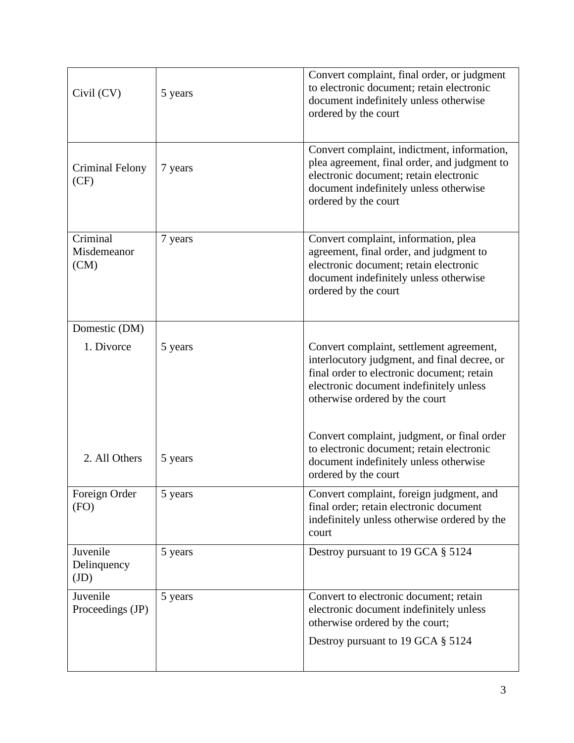| Civil (CV) | 5 years | Convert complaint, final order, or judgment to electronic document; retain electronic document indefinitely unless otherwise ordered by the court |
|---|---|---|
| Criminal Felony (CF) | 7 years | Convert complaint, indictment, information, plea agreement, final order, and judgment to electronic document; retain electronic document indefinitely unless otherwise ordered by the court |
| Criminal Misdemeanor (CM) | 7 years | Convert complaint, information, plea agreement, final order, and judgment to electronic document; retain electronic document indefinitely unless otherwise ordered by the court |
| Domestic (DM) | | |
| 1. Divorce | 5 years | Convert complaint, settlement agreement, interlocutory judgment, and final decree, or final order to electronic document; retain electronic document indefinitely unless otherwise ordered by the court |
| 2. All Others | 5 years | Convert complaint, judgment, or final order to electronic document; retain electronic document indefinitely unless otherwise ordered by the court |
| Foreign Order (FO) | 5 years | Convert complaint, foreign judgment, and final order; retain electronic document indefinitely unless otherwise ordered by the court |
| Juvenile Delinquency (JD) | 5 years | Destroy pursuant to 19 GCA § 5124 |
| Juvenile Proceedings (JP) | 5 years | Convert to electronic document; retain electronic document indefinitely unless otherwise ordered by the court; Destroy pursuant to 19 GCA § 5124 |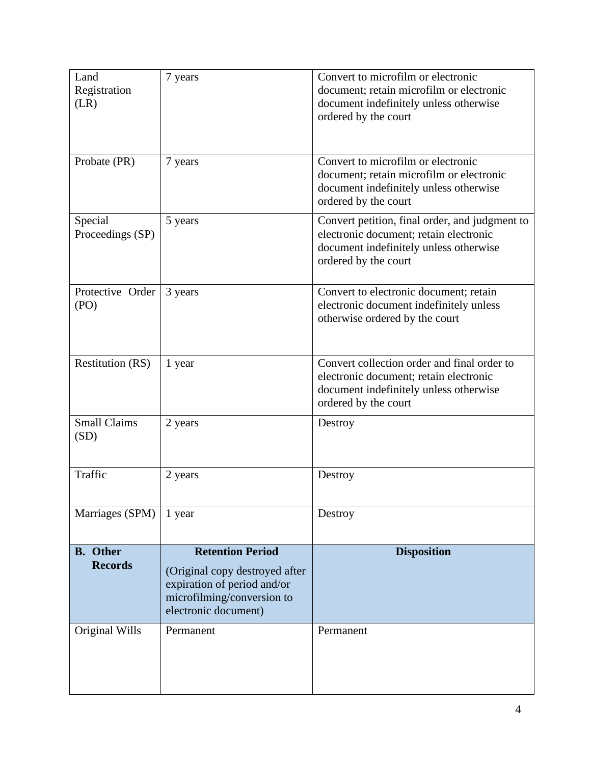| | | |
|---|---|---|
| Land Registration (LR) | 7 years | Convert to microfilm or electronic document; retain microfilm or electronic document indefinitely unless otherwise ordered by the court |
| Probate (PR) | 7 years | Convert to microfilm or electronic document; retain microfilm or electronic document indefinitely unless otherwise ordered by the court |
| Special Proceedings (SP) | 5 years | Convert petition, final order, and judgment to electronic document; retain electronic document indefinitely unless otherwise ordered by the court |
| Protective Order (PO) | 3 years | Convert to electronic document; retain electronic document indefinitely unless otherwise ordered by the court |
| Restitution (RS) | 1 year | Convert collection order and final order to electronic document; retain electronic document indefinitely unless otherwise ordered by the court |
| Small Claims (SD) | 2 years | Destroy |
| Traffic | 2 years | Destroy |
| Marriages (SPM) | 1 year | Destroy |
| **B. Other Records** | **Retention Period** (Original copy destroyed after expiration of period and/or microfilming/conversion to electronic document) | **Disposition** |
| Original Wills | Permanent | Permanent |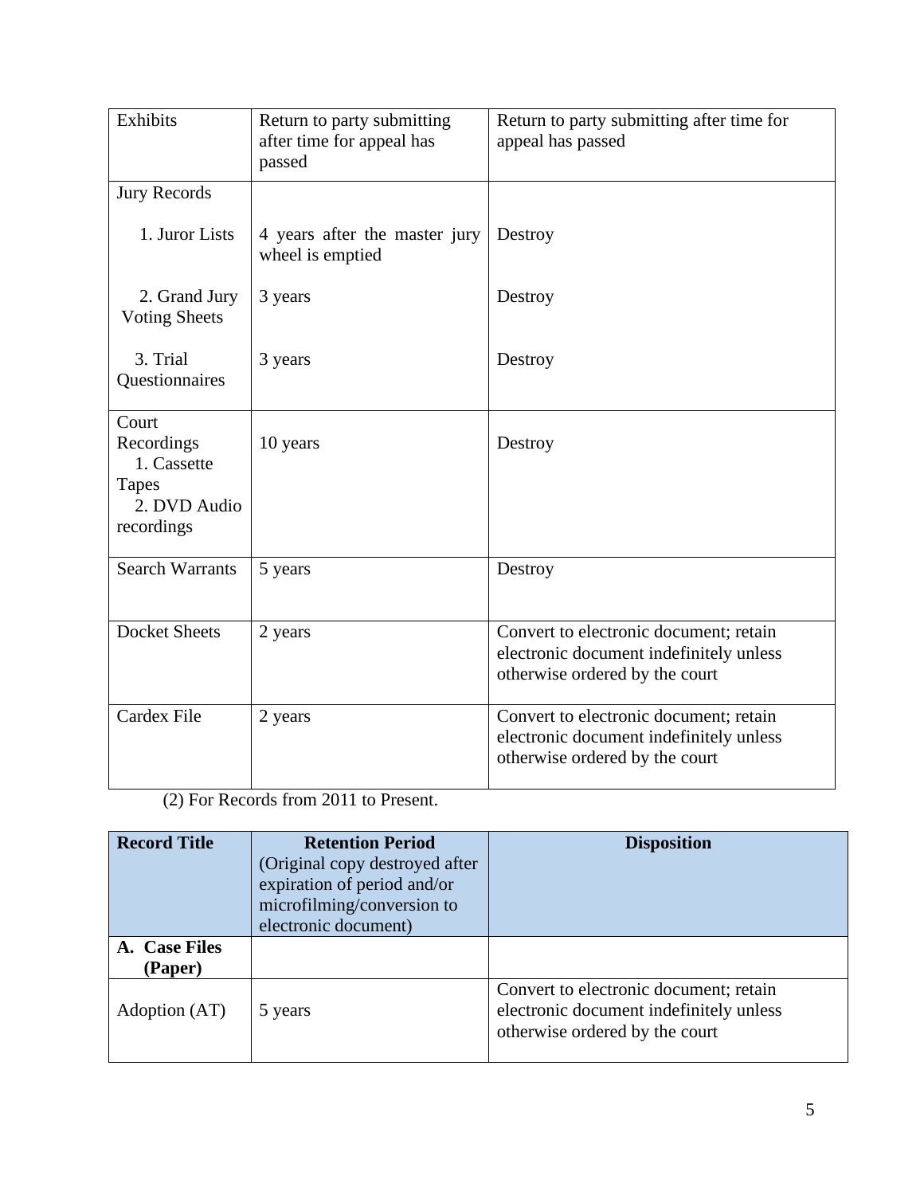| | | |
|---|---|---|
| Exhibits | Return to party submitting after time for appeal has passed | Return to party submitting after time for appeal has passed |
| Jury Records | | |
| 1. Juror Lists | 4 years after the master jury wheel is emptied | Destroy |
| 2. Grand Jury Voting Sheets | 3 years | Destroy |
| 3. Trial Questionnaires | 3 years | Destroy |
| Court Recordings<br>1. Cassette Tapes<br>2. DVD Audio recordings | 10 years | Destroy |
| Search Warrants | 5 years | Destroy |
| Docket Sheets | 2 years | Convert to electronic document; retain electronic document indefinitely unless otherwise ordered by the court |
| Cardex File | 2 years | Convert to electronic document; retain electronic document indefinitely unless otherwise ordered by the court |

(2) For Records from 2011 to Present.

| **Record Title** | **Retention Period** (Original copy destroyed after expiration of period and/or microfilming/conversion to electronic document) | **Disposition** |
|---|---|---|
| **A. Case Files (Paper)** | | |
| Adoption (AT) | 5 years | Convert to electronic document; retain electronic document indefinitely unless otherwise ordered by the court |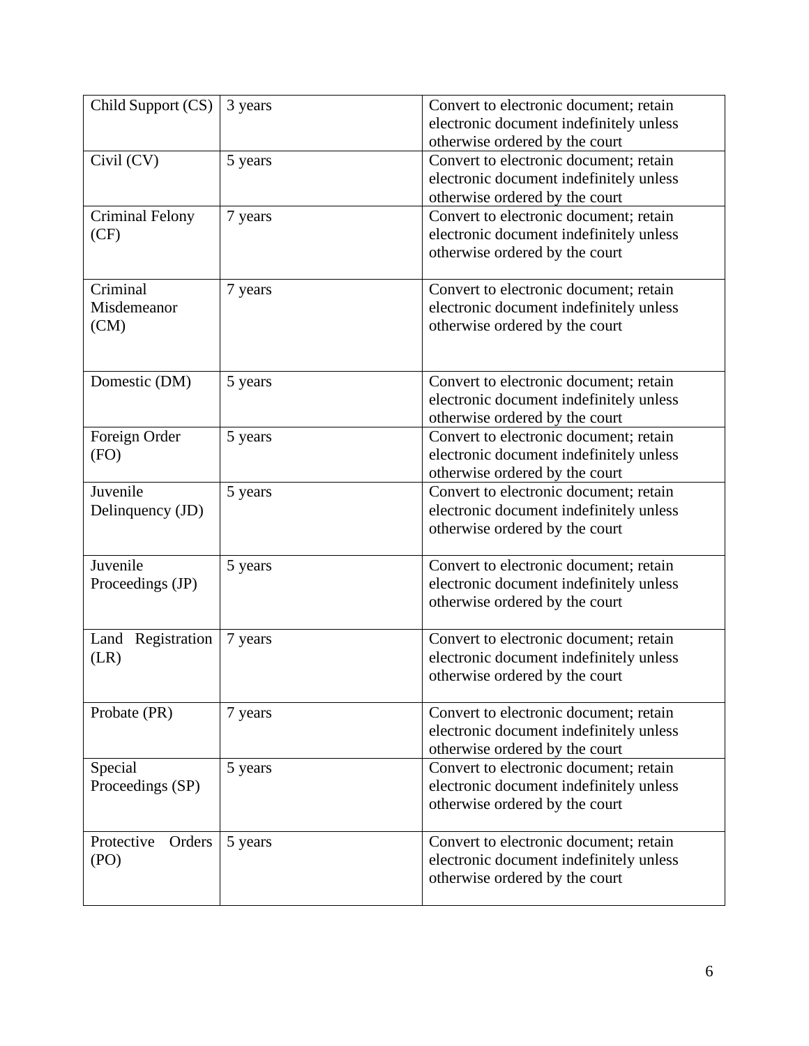| | | |
|---|---|---|
| Child Support (CS) | 3 years | Convert to electronic document; retain electronic document indefinitely unless otherwise ordered by the court |
| Civil (CV) | 5 years | Convert to electronic document; retain electronic document indefinitely unless otherwise ordered by the court |
| Criminal Felony (CF) | 7 years | Convert to electronic document; retain electronic document indefinitely unless otherwise ordered by the court |
| Criminal Misdemeanor (CM) | 7 years | Convert to electronic document; retain electronic document indefinitely unless otherwise ordered by the court |
| Domestic (DM) | 5 years | Convert to electronic document; retain electronic document indefinitely unless otherwise ordered by the court |
| Foreign Order (FO) | 5 years | Convert to electronic document; retain electronic document indefinitely unless otherwise ordered by the court |
| Juvenile Delinquency (JD) | 5 years | Convert to electronic document; retain electronic document indefinitely unless otherwise ordered by the court |
| Juvenile Proceedings (JP) | 5 years | Convert to electronic document; retain electronic document indefinitely unless otherwise ordered by the court |
| Land Registration (LR) | 7 years | Convert to electronic document; retain electronic document indefinitely unless otherwise ordered by the court |
| Probate (PR) | 7 years | Convert to electronic document; retain electronic document indefinitely unless otherwise ordered by the court |
| Special Proceedings (SP) | 5 years | Convert to electronic document; retain electronic document indefinitely unless otherwise ordered by the court |
| Protective Orders (PO) | 5 years | Convert to electronic document; retain electronic document indefinitely unless otherwise ordered by the court |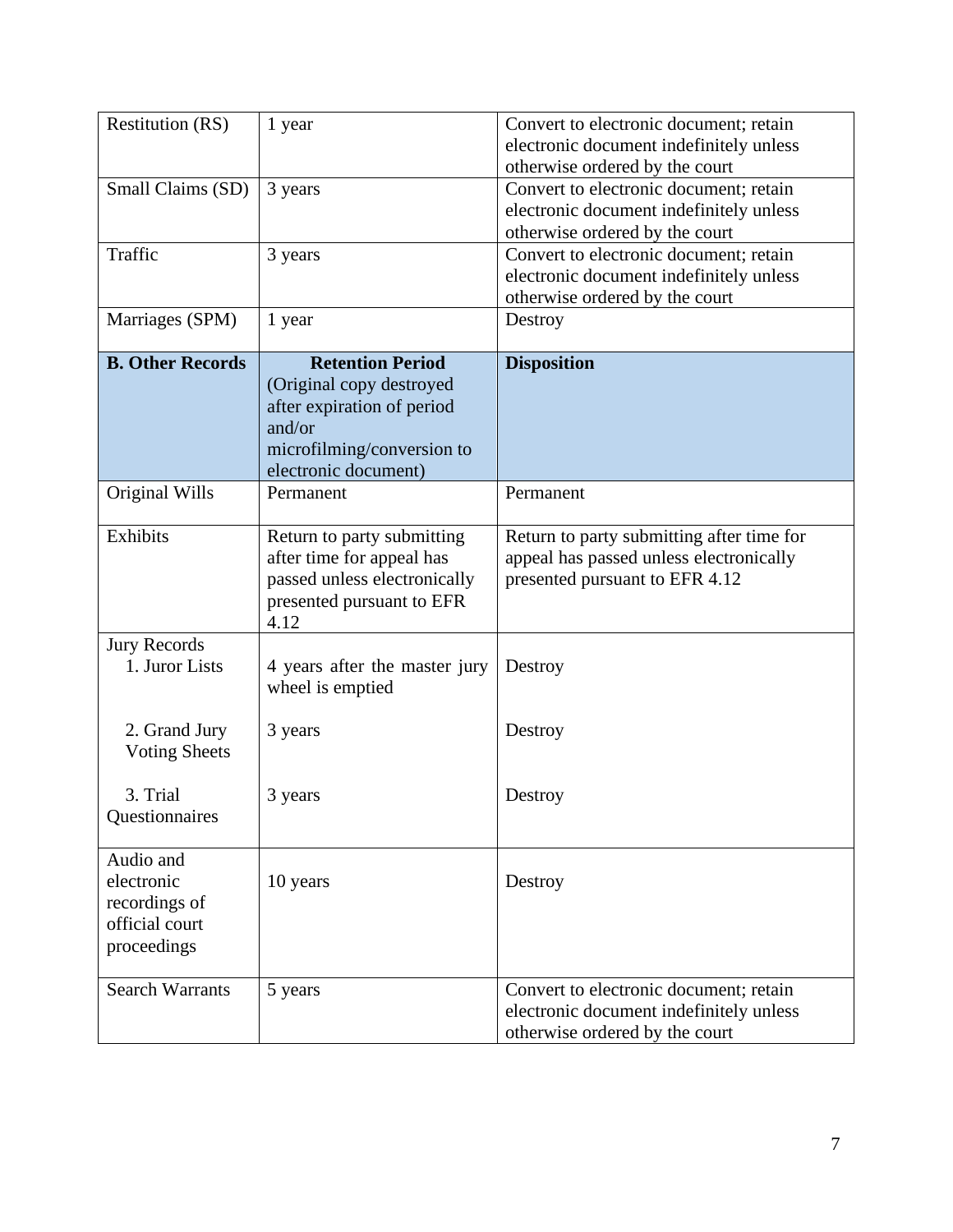| | | |
|---|---|---|
| Restitution (RS) | 1 year | Convert to electronic document; retain electronic document indefinitely unless otherwise ordered by the court |
| Small Claims (SD) | 3 years | Convert to electronic document; retain electronic document indefinitely unless otherwise ordered by the court |
| Traffic | 3 years | Convert to electronic document; retain electronic document indefinitely unless otherwise ordered by the court |
| Marriages (SPM) | 1 year | Destroy |
| **B. Other Records** | **Retention Period** (Original copy destroyed after expiration of period and/or microfilming/conversion to electronic document) | **Disposition** |
| Original Wills | Permanent | Permanent |
| Exhibits | Return to party submitting after time for appeal has passed unless electronically presented pursuant to EFR 4.12 | Return to party submitting after time for appeal has passed unless electronically presented pursuant to EFR 4.12 |
| Jury Records<br>1. Juror Lists | 4 years after the master jury wheel is emptied | Destroy |
| 2. Grand Jury Voting Sheets | 3 years | Destroy |
| 3. Trial Questionnaires | 3 years | Destroy |
| Audio and electronic recordings of official court proceedings | 10 years | Destroy |
| Search Warrants | 5 years | Convert to electronic document; retain electronic document indefinitely unless otherwise ordered by the court |